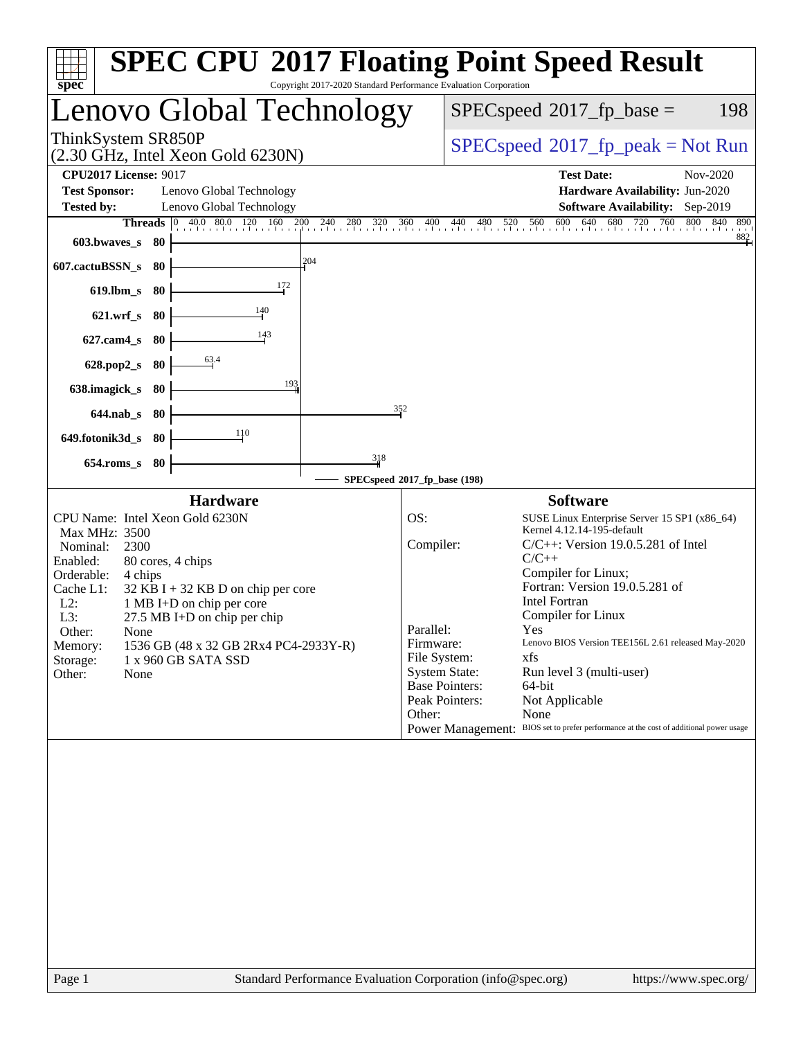# SPEC CPU® 2017 Floating Point Speed Result

Copyright 2017-2020 Standard Performance Evaluation Corporation

## Lenovo Global Technology

ThinkSystem SR850P
(2.30 GHz, Intel Xeon Gold 6230N)

SPECspeed®2017_fp_base = 198

SPECspeed®2017_fp_peak = Not Run

**CPU2017 License:** 9017
**Test Sponsor:** Lenovo Global Technology
**Tested by:** Lenovo Global Technology

**Test Date:** Nov-2020
**Hardware Availability:** Jun-2020
**Software Availability:** Sep-2019

| Benchmark | Threads | Base Result |
|---|---|---|
| 603.bwaves_s | 80 | 882 |
| 607.cactuBSSN_s | 80 | 204 |
| 619.lbm_s | 80 | 172 |
| 621.wrf_s | 80 | 140 |
| 627.cam4_s | 80 | 143 |
| 628.pop2_s | 80 | 63.4 |
| 638.imagick_s | 80 | 193 |
| 644.nab_s | 80 | 352 |
| 649.fotonik3d_s | 80 | 110 |
| 654.roms_s | 80 | 318 |

SPECspeed®2017_fp_base (198)

### Hardware

| | |
|---|---|
| CPU Name: | Intel Xeon Gold 6230N |
| Max MHz: | 3500 |
| Nominal: | 2300 |
| Enabled: | 80 cores, 4 chips |
| Orderable: | 4 chips |
| Cache L1: | 32 KB I + 32 KB D on chip per core |
| L2: | 1 MB I+D on chip per core |
| L3: | 27.5 MB I+D on chip per chip |
| Other: | None |
| Memory: | 1536 GB (48 x 32 GB 2Rx4 PC4-2933Y-R) |
| Storage: | 1 x 960 GB SATA SSD |
| Other: | None |

### Software

| | |
|---|---|
| OS: | SUSE Linux Enterprise Server 15 SP1 (x86_64) Kernel 4.12.14-195-default |
| Compiler: | C/C++: Version 19.0.5.281 of Intel C/C++ Compiler for Linux; Fortran: Version 19.0.5.281 of Intel Fortran Compiler for Linux |
| Parallel: | Yes |
| Firmware: | Lenovo BIOS Version TEE156L 2.61 released May-2020 |
| File System: | xfs |
| System State: | Run level 3 (multi-user) |
| Base Pointers: | 64-bit |
| Peak Pointers: | Not Applicable |
| Other: | None |
| Power Management: | BIOS set to prefer performance at the cost of additional power usage |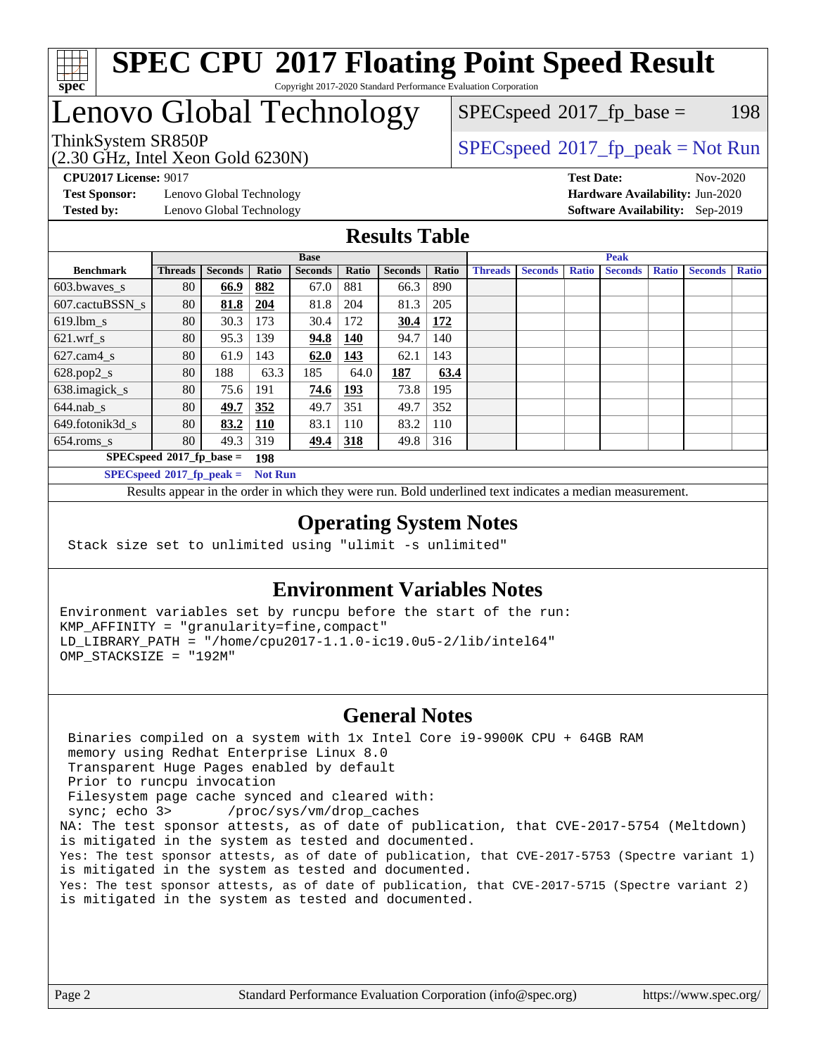# SPEC CPU 2017 Floating Point Speed Result

Copyright 2017-2020 Standard Performance Evaluation Corporation

# Lenovo Global Technology

ThinkSystem SR850P
(2.30 GHz, Intel Xeon Gold 6230N)

SPECspeed 2017_fp_base = 198

SPECspeed 2017_fp_peak = Not Run

**CPU2017 License:** 9017
**Test Sponsor:** Lenovo Global Technology
**Tested by:** Lenovo Global Technology

**Test Date:** Nov-2020
**Hardware Availability:** Jun-2020
**Software Availability:** Sep-2019

## Results Table

| | Base | | | | | | | Peak | | | | | | |
|---|---|---|---|---|---|---|---|---|---|---|---|---|---|---|
| **Benchmark** | **Threads** | **Seconds** | **Ratio** | **Seconds** | **Ratio** | **Seconds** | **Ratio** | **Threads** | **Seconds** | **Ratio** | **Seconds** | **Ratio** | **Seconds** | **Ratio** |
| 603.bwaves_s | 80 | **66.9** | **882** | 67.0 | 881 | 66.3 | 890 | | | | | | | |
| 607.cactuBSSN_s | 80 | **81.8** | **204** | 81.8 | 204 | 81.3 | 205 | | | | | | | |
| 619.lbm_s | 80 | 30.3 | 173 | 30.4 | 172 | **30.4** | **172** | | | | | | | |
| 621.wrf_s | 80 | 95.3 | 139 | **94.8** | **140** | 94.7 | 140 | | | | | | | |
| 627.cam4_s | 80 | 61.9 | 143 | **62.0** | **143** | 62.1 | 143 | | | | | | | |
| 628.pop2_s | 80 | 188 | 63.3 | 185 | 64.0 | **187** | **63.4** | | | | | | | |
| 638.imagick_s | 80 | 75.6 | 191 | **74.6** | **193** | 73.8 | 195 | | | | | | | |
| 644.nab_s | 80 | **49.7** | **352** | 49.7 | 351 | 49.7 | 352 | | | | | | | |
| 649.fotonik3d_s | 80 | **83.2** | **110** | 83.1 | 110 | 83.2 | 110 | | | | | | | |
| 654.roms_s | 80 | 49.3 | 319 | **49.4** | **318** | 49.8 | 316 | | | | | | | |

**SPECspeed 2017_fp_base = 198**

**SPECspeed 2017_fp_peak = Not Run**

Results appear in the order in which they were run. Bold underlined text indicates a median measurement.

## Operating System Notes

```
Stack size set to unlimited using "ulimit -s unlimited"
```

## Environment Variables Notes

```
Environment variables set by runcpu before the start of the run:
KMP_AFFINITY = "granularity=fine,compact"
LD_LIBRARY_PATH = "/home/cpu2017-1.1.0-ic19.0u5-2/lib/intel64"
OMP_STACKSIZE = "192M"
```

## General Notes

```
 Binaries compiled on a system with 1x Intel Core i9-9900K CPU + 64GB RAM
 memory using Redhat Enterprise Linux 8.0
 Transparent Huge Pages enabled by default
 Prior to runcpu invocation
 Filesystem page cache synced and cleared with:
 sync; echo 3>       /proc/sys/vm/drop_caches
NA: The test sponsor attests, as of date of publication, that CVE-2017-5754 (Meltdown)
is mitigated in the system as tested and documented.
Yes: The test sponsor attests, as of date of publication, that CVE-2017-5753 (Spectre variant 1)
is mitigated in the system as tested and documented.
Yes: The test sponsor attests, as of date of publication, that CVE-2017-5715 (Spectre variant 2)
is mitigated in the system as tested and documented.
```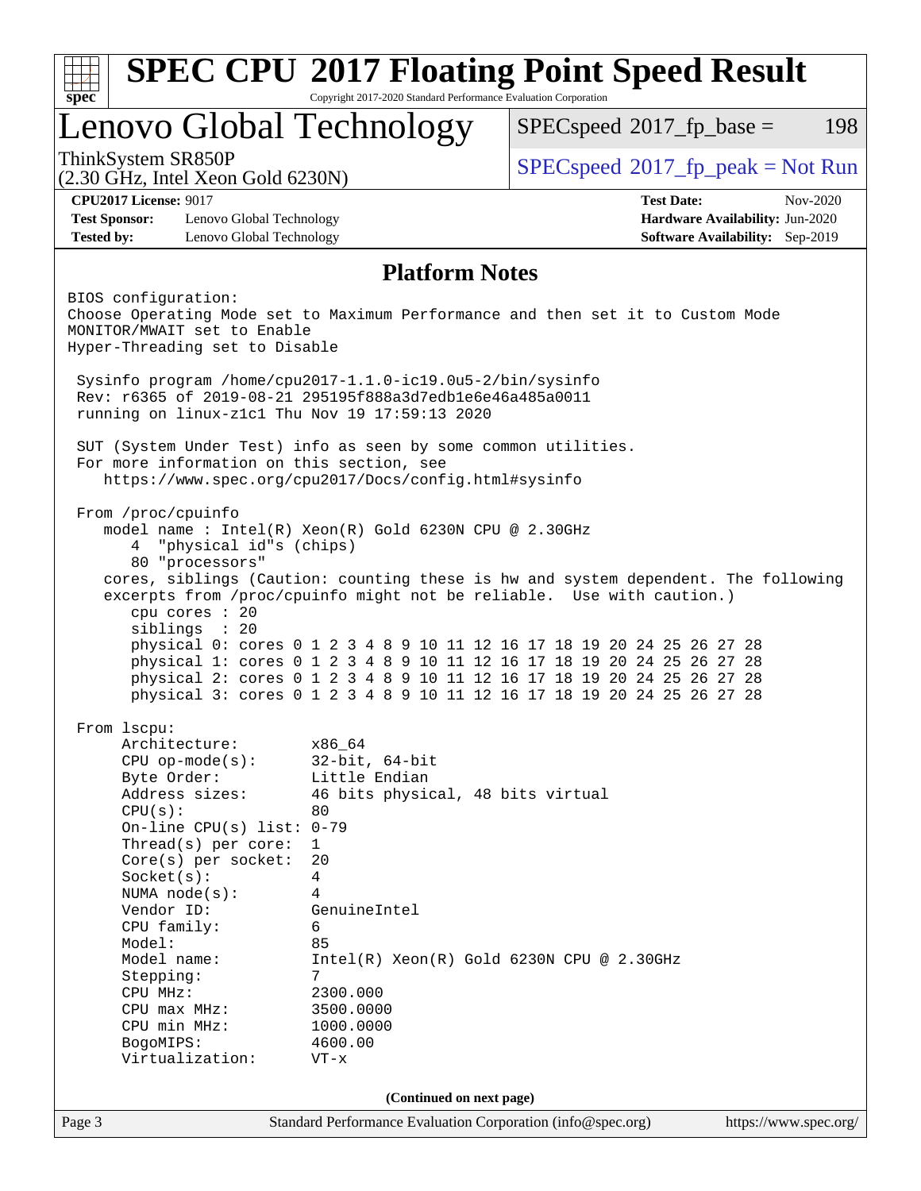# SPEC CPU 2017 Floating Point Speed Result

Copyright 2017-2020 Standard Performance Evaluation Corporation

## Lenovo Global Technology

ThinkSystem SR850P
(2.30 GHz, Intel Xeon Gold 6230N)

SPECspeed 2017_fp_base = 198

SPECspeed 2017_fp_peak = Not Run

**CPU2017 License:** 9017
**Test Sponsor:** Lenovo Global Technology
**Tested by:** Lenovo Global Technology

**Test Date:** Nov-2020
**Hardware Availability:** Jun-2020
**Software Availability:** Sep-2019

## Platform Notes

```
BIOS configuration:
Choose Operating Mode set to Maximum Performance and then set it to Custom Mode
MONITOR/MWAIT set to Enable
Hyper-Threading set to Disable

 Sysinfo program /home/cpu2017-1.1.0-ic19.0u5-2/bin/sysinfo
 Rev: r6365 of 2019-08-21 295195f888a3d7edb1e6e46a485a0011
 running on linux-z1c1 Thu Nov 19 17:59:13 2020

 SUT (System Under Test) info as seen by some common utilities.
 For more information on this section, see
    https://www.spec.org/cpu2017/Docs/config.html#sysinfo

 From /proc/cpuinfo
    model name : Intel(R) Xeon(R) Gold 6230N CPU @ 2.30GHz
       4  "physical id"s (chips)
       80 "processors"
    cores, siblings (Caution: counting these is hw and system dependent. The following
    excerpts from /proc/cpuinfo might not be reliable.  Use with caution.)
       cpu cores : 20
       siblings  : 20
       physical 0: cores 0 1 2 3 4 8 9 10 11 12 16 17 18 19 20 24 25 26 27 28
       physical 1: cores 0 1 2 3 4 8 9 10 11 12 16 17 18 19 20 24 25 26 27 28
       physical 2: cores 0 1 2 3 4 8 9 10 11 12 16 17 18 19 20 24 25 26 27 28
       physical 3: cores 0 1 2 3 4 8 9 10 11 12 16 17 18 19 20 24 25 26 27 28

 From lscpu:
      Architecture:        x86_64
      CPU op-mode(s):      32-bit, 64-bit
      Byte Order:          Little Endian
      Address sizes:       46 bits physical, 48 bits virtual
      CPU(s):              80
      On-line CPU(s) list: 0-79
      Thread(s) per core:  1
      Core(s) per socket:  20
      Socket(s):           4
      NUMA node(s):        4
      Vendor ID:           GenuineIntel
      CPU family:          6
      Model:               85
      Model name:          Intel(R) Xeon(R) Gold 6230N CPU @ 2.30GHz
      Stepping:            7
      CPU MHz:             2300.000
      CPU max MHz:         3500.0000
      CPU min MHz:         1000.0000
      BogoMIPS:            4600.00
      Virtualization:      VT-x
```

(Continued on next page)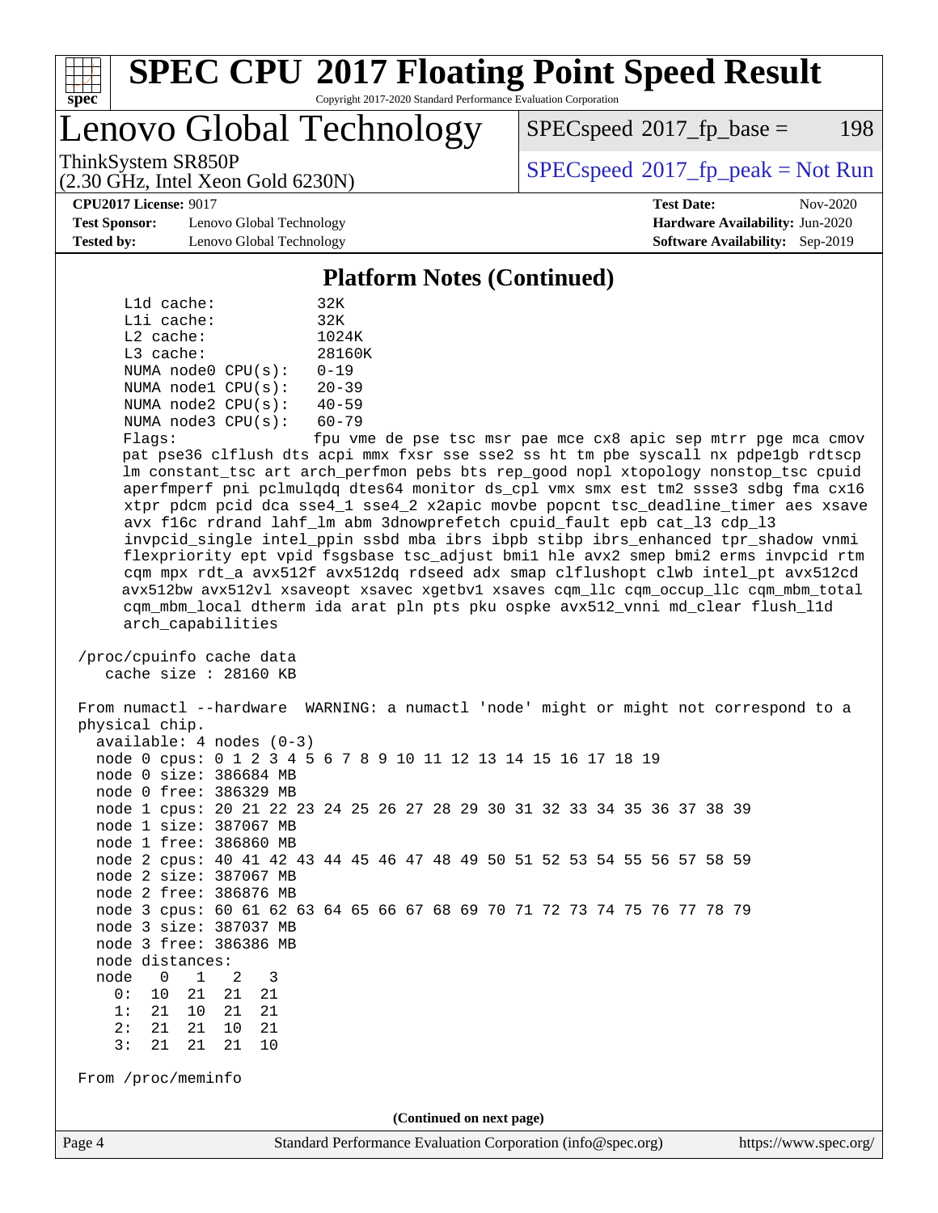# SPEC CPU 2017 Floating Point Speed Result

Copyright 2017-2020 Standard Performance Evaluation Corporation

## Lenovo Global Technology

ThinkSystem SR850P
(2.30 GHz, Intel Xeon Gold 6230N)

SPECspeed 2017_fp_base = 198

SPECspeed 2017_fp_peak = Not Run

**CPU2017 License:** 9017
**Test Sponsor:** Lenovo Global Technology
**Tested by:** Lenovo Global Technology

**Test Date:** Nov-2020
**Hardware Availability:** Jun-2020
**Software Availability:** Sep-2019

### Platform Notes (Continued)

```
     L1d cache:             32K
     L1i cache:             32K
     L2 cache:              1024K
     L3 cache:              28160K
     NUMA node0 CPU(s):     0-19
     NUMA node1 CPU(s):     20-39
     NUMA node2 CPU(s):     40-59
     NUMA node3 CPU(s):     60-79
     Flags:                 fpu vme de pse tsc msr pae mce cx8 apic sep mtrr pge mca cmov
     pat pse36 clflush dts acpi mmx fxsr sse sse2 ss ht tm pbe syscall nx pdpe1gb rdtscp
     lm constant_tsc art arch_perfmon pebs bts rep_good nopl xtopology nonstop_tsc cpuid
     aperfmperf pni pclmulqdq dtes64 monitor ds_cpl vmx smx est tm2 ssse3 sdbg fma cx16
     xtpr pdcm pcid dca sse4_1 sse4_2 x2apic movbe popcnt tsc_deadline_timer aes xsave
     avx f16c rdrand lahf_lm abm 3dnowprefetch cpuid_fault epb cat_l3 cdp_l3
     invpcid_single intel_ppin ssbd mba ibrs ibpb stibp ibrs_enhanced tpr_shadow vnmi
     flexpriority ept vpid fsgsbase tsc_adjust bmi1 hle avx2 smep bmi2 erms invpcid rtm
     cqm mpx rdt_a avx512f avx512dq rdseed adx smap clflushopt clwb intel_pt avx512cd
     avx512bw avx512vl xsaveopt xsavec xgetbv1 xsaves cqm_llc cqm_occup_llc cqm_mbm_total
     cqm_mbm_local dtherm ida arat pln pts pku ospke avx512_vnni md_clear flush_l1d
     arch_capabilities

 /proc/cpuinfo cache data
    cache size : 28160 KB

 From numactl --hardware  WARNING: a numactl 'node' might or might not correspond to a
 physical chip.
   available: 4 nodes (0-3)
   node 0 cpus: 0 1 2 3 4 5 6 7 8 9 10 11 12 13 14 15 16 17 18 19
   node 0 size: 386684 MB
   node 0 free: 386329 MB
   node 1 cpus: 20 21 22 23 24 25 26 27 28 29 30 31 32 33 34 35 36 37 38 39
   node 1 size: 387067 MB
   node 1 free: 386860 MB
   node 2 cpus: 40 41 42 43 44 45 46 47 48 49 50 51 52 53 54 55 56 57 58 59
   node 2 size: 387067 MB
   node 2 free: 386876 MB
   node 3 cpus: 60 61 62 63 64 65 66 67 68 69 70 71 72 73 74 75 76 77 78 79
   node 3 size: 387037 MB
   node 3 free: 386386 MB
   node distances:
   node   0   1   2   3
     0:  10  21  21  21
     1:  21  10  21  21
     2:  21  21  10  21
     3:  21  21  21  10

 From /proc/meminfo
```

(Continued on next page)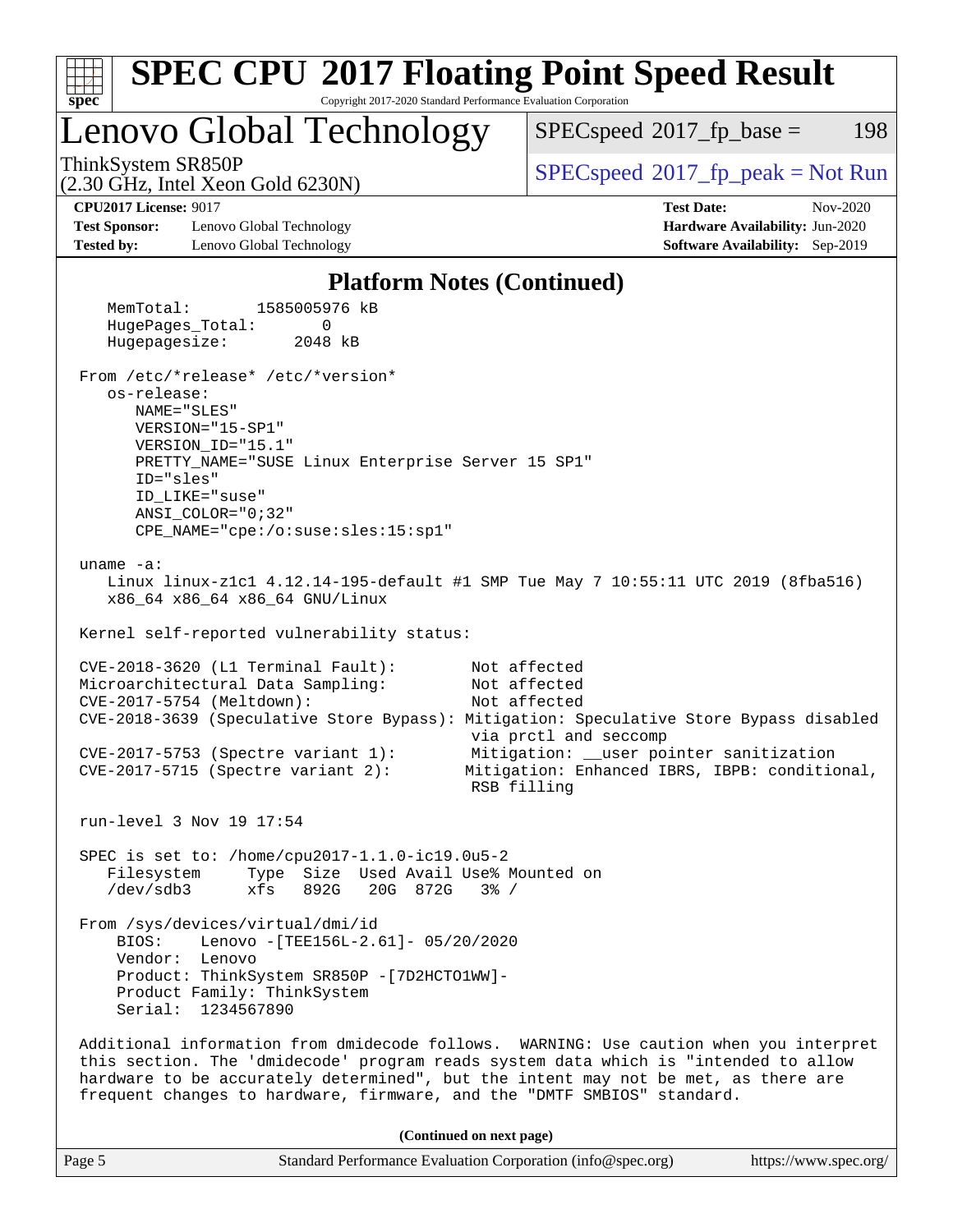## Platform Notes (Continued)

```
   MemTotal:       1585005976 kB
   HugePages_Total:       0
   Hugepagesize:       2048 kB

From /etc/*release* /etc/*version*
   os-release:
      NAME="SLES"
      VERSION="15-SP1"
      VERSION_ID="15.1"
      PRETTY_NAME="SUSE Linux Enterprise Server 15 SP1"
      ID="sles"
      ID_LIKE="suse"
      ANSI_COLOR="0;32"
      CPE_NAME="cpe:/o:suse:sles:15:sp1"

uname -a:
   Linux linux-z1c1 4.12.14-195-default #1 SMP Tue May 7 10:55:11 UTC 2019 (8fba516)
   x86_64 x86_64 x86_64 GNU/Linux

Kernel self-reported vulnerability status:

CVE-2018-3620 (L1 Terminal Fault):        Not affected
Microarchitectural Data Sampling:         Not affected
CVE-2017-5754 (Meltdown):                 Not affected
CVE-2018-3639 (Speculative Store Bypass): Mitigation: Speculative Store Bypass disabled
                                          via prctl and seccomp
CVE-2017-5753 (Spectre variant 1):        Mitigation: __user pointer sanitization
CVE-2017-5715 (Spectre variant 2):        Mitigation: Enhanced IBRS, IBPB: conditional,
                                          RSB filling

run-level 3 Nov 19 17:54

SPEC is set to: /home/cpu2017-1.1.0-ic19.0u5-2
   Filesystem     Type  Size  Used Avail Use% Mounted on
   /dev/sdb3      xfs   892G   20G  872G   3% /

From /sys/devices/virtual/dmi/id
    BIOS:    Lenovo -[TEE156L-2.61]- 05/20/2020
    Vendor:  Lenovo
    Product: ThinkSystem SR850P -[7D2HCTO1WW]-
    Product Family: ThinkSystem
    Serial:  1234567890

Additional information from dmidecode follows.  WARNING: Use caution when you interpret
this section. The 'dmidecode' program reads system data which is "intended to allow
hardware to be accurately determined", but the intent may not be met, as there are
frequent changes to hardware, firmware, and the "DMTF SMBIOS" standard.
```

(Continued on next page)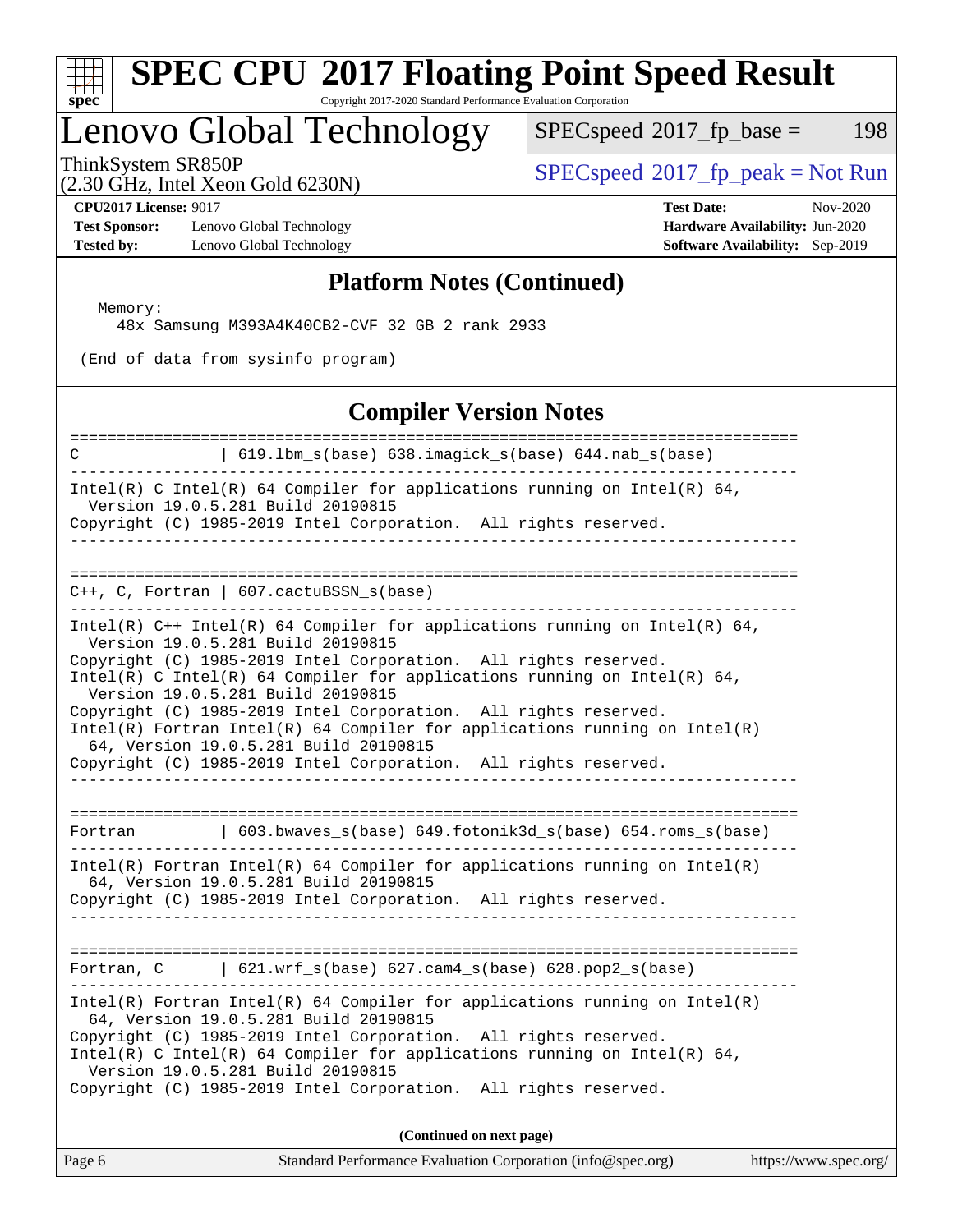# SPEC CPU 2017 Floating Point Speed Result

Copyright 2017-2020 Standard Performance Evaluation Corporation

# Lenovo Global Technology

ThinkSystem SR850P
(2.30 GHz, Intel Xeon Gold 6230N)

SPECspeed 2017_fp_base = 198

SPECspeed 2017_fp_peak = Not Run

**CPU2017 License:** 9017
**Test Sponsor:** Lenovo Global Technology
**Tested by:** Lenovo Global Technology

**Test Date:** Nov-2020
**Hardware Availability:** Jun-2020
**Software Availability:** Sep-2019

## Platform Notes (Continued)

```
  Memory:
    48x Samsung M393A4K40CB2-CVF 32 GB 2 rank 2933

 (End of data from sysinfo program)
```

## Compiler Version Notes

```
==============================================================================
C               | 619.lbm_s(base) 638.imagick_s(base) 644.nab_s(base)
------------------------------------------------------------------------------
Intel(R) C Intel(R) 64 Compiler for applications running on Intel(R) 64,
  Version 19.0.5.281 Build 20190815
Copyright (C) 1985-2019 Intel Corporation.  All rights reserved.
------------------------------------------------------------------------------

==============================================================================
C++, C, Fortran | 607.cactuBSSN_s(base)
------------------------------------------------------------------------------
Intel(R) C++ Intel(R) 64 Compiler for applications running on Intel(R) 64,
  Version 19.0.5.281 Build 20190815
Copyright (C) 1985-2019 Intel Corporation.  All rights reserved.
Intel(R) C Intel(R) 64 Compiler for applications running on Intel(R) 64,
  Version 19.0.5.281 Build 20190815
Copyright (C) 1985-2019 Intel Corporation.  All rights reserved.
Intel(R) Fortran Intel(R) 64 Compiler for applications running on Intel(R)
  64, Version 19.0.5.281 Build 20190815
Copyright (C) 1985-2019 Intel Corporation.  All rights reserved.
------------------------------------------------------------------------------

==============================================================================
Fortran         | 603.bwaves_s(base) 649.fotonik3d_s(base) 654.roms_s(base)
------------------------------------------------------------------------------
Intel(R) Fortran Intel(R) 64 Compiler for applications running on Intel(R)
  64, Version 19.0.5.281 Build 20190815
Copyright (C) 1985-2019 Intel Corporation.  All rights reserved.
------------------------------------------------------------------------------

==============================================================================
Fortran, C      | 621.wrf_s(base) 627.cam4_s(base) 628.pop2_s(base)
------------------------------------------------------------------------------
Intel(R) Fortran Intel(R) 64 Compiler for applications running on Intel(R)
  64, Version 19.0.5.281 Build 20190815
Copyright (C) 1985-2019 Intel Corporation.  All rights reserved.
Intel(R) C Intel(R) 64 Compiler for applications running on Intel(R) 64,
  Version 19.0.5.281 Build 20190815
Copyright (C) 1985-2019 Intel Corporation.  All rights reserved.
```

**(Continued on next page)**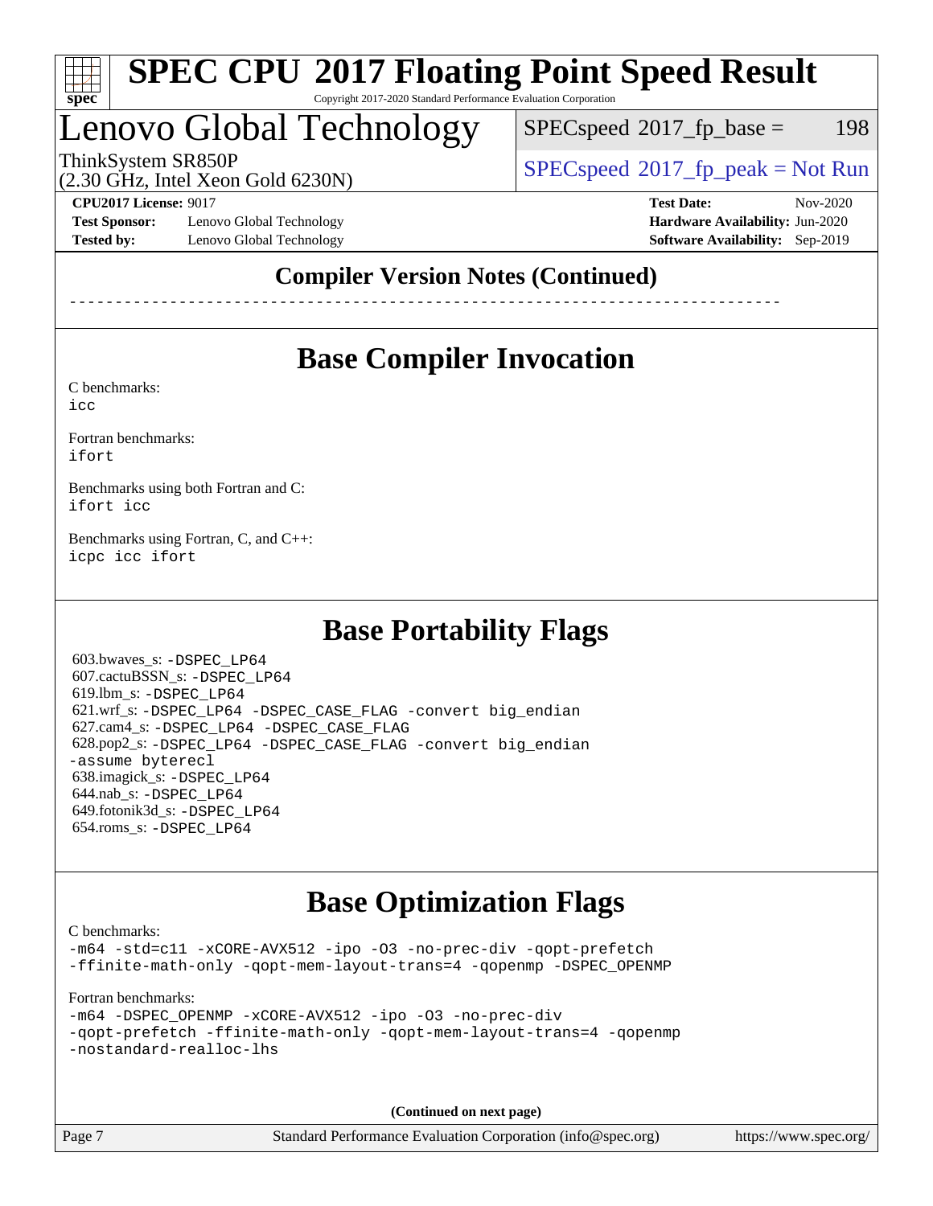## Compiler Version Notes (Continued)

```
------------------------------------------------------------------------------
```

## Base Compiler Invocation

C benchmarks:
`icc`

Fortran benchmarks:
`ifort`

Benchmarks using both Fortran and C:
`ifort icc`

Benchmarks using Fortran, C, and C++:
`icpc icc ifort`

## Base Portability Flags

603.bwaves_s: `-DSPEC_LP64`
607.cactuBSSN_s: `-DSPEC_LP64`
619.lbm_s: `-DSPEC_LP64`
621.wrf_s: `-DSPEC_LP64 -DSPEC_CASE_FLAG -convert big_endian`
627.cam4_s: `-DSPEC_LP64 -DSPEC_CASE_FLAG`
628.pop2_s: `-DSPEC_LP64 -DSPEC_CASE_FLAG -convert big_endian -assume byterecl`
638.imagick_s: `-DSPEC_LP64`
644.nab_s: `-DSPEC_LP64`
649.fotonik3d_s: `-DSPEC_LP64`
654.roms_s: `-DSPEC_LP64`

## Base Optimization Flags

C benchmarks:
`-m64 -std=c11 -xCORE-AVX512 -ipo -O3 -no-prec-div -qopt-prefetch -ffinite-math-only -qopt-mem-layout-trans=4 -qopenmp -DSPEC_OPENMP`

Fortran benchmarks:
`-m64 -DSPEC_OPENMP -xCORE-AVX512 -ipo -O3 -no-prec-div -qopt-prefetch -ffinite-math-only -qopt-mem-layout-trans=4 -qopenmp -nostandard-realloc-lhs`

**(Continued on next page)**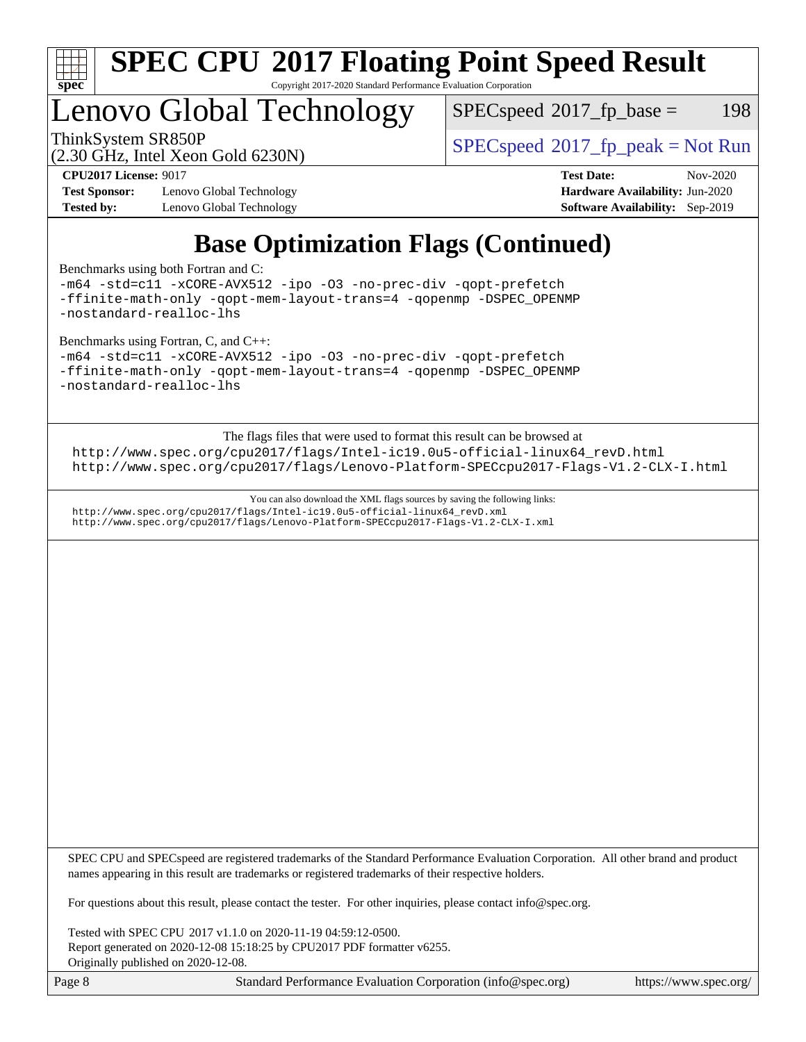# SPEC CPU 2017 Floating Point Speed Result

Copyright 2017-2020 Standard Performance Evaluation Corporation

# Lenovo Global Technology

ThinkSystem SR850P
(2.30 GHz, Intel Xeon Gold 6230N)

SPECspeed 2017_fp_base = 198

SPECspeed 2017_fp_peak = Not Run

**CPU2017 License:** 9017
**Test Sponsor:** Lenovo Global Technology
**Tested by:** Lenovo Global Technology

**Test Date:** Nov-2020
**Hardware Availability:** Jun-2020
**Software Availability:** Sep-2019

## Base Optimization Flags (Continued)

Benchmarks using both Fortran and C:

```
-m64 -std=c11 -xCORE-AVX512 -ipo -O3 -no-prec-div -qopt-prefetch
-ffinite-math-only -qopt-mem-layout-trans=4 -qopenmp -DSPEC_OPENMP
-nostandard-realloc-lhs
```

Benchmarks using Fortran, C, and C++:

```
-m64 -std=c11 -xCORE-AVX512 -ipo -O3 -no-prec-div -qopt-prefetch
-ffinite-math-only -qopt-mem-layout-trans=4 -qopenmp -DSPEC_OPENMP
-nostandard-realloc-lhs
```

The flags files that were used to format this result can be browsed at

http://www.spec.org/cpu2017/flags/Intel-ic19.0u5-official-linux64_revD.html
http://www.spec.org/cpu2017/flags/Lenovo-Platform-SPECcpu2017-Flags-V1.2-CLX-I.html

You can also download the XML flags sources by saving the following links:

http://www.spec.org/cpu2017/flags/Intel-ic19.0u5-official-linux64_revD.xml
http://www.spec.org/cpu2017/flags/Lenovo-Platform-SPECcpu2017-Flags-V1.2-CLX-I.xml

SPEC CPU and SPECspeed are registered trademarks of the Standard Performance Evaluation Corporation. All other brand and product names appearing in this result are trademarks or registered trademarks of their respective holders.

For questions about this result, please contact the tester. For other inquiries, please contact info@spec.org.

Tested with SPEC CPU 2017 v1.1.0 on 2020-11-19 04:59:12-0500.
Report generated on 2020-12-08 15:18:25 by CPU2017 PDF formatter v6255.
Originally published on 2020-12-08.